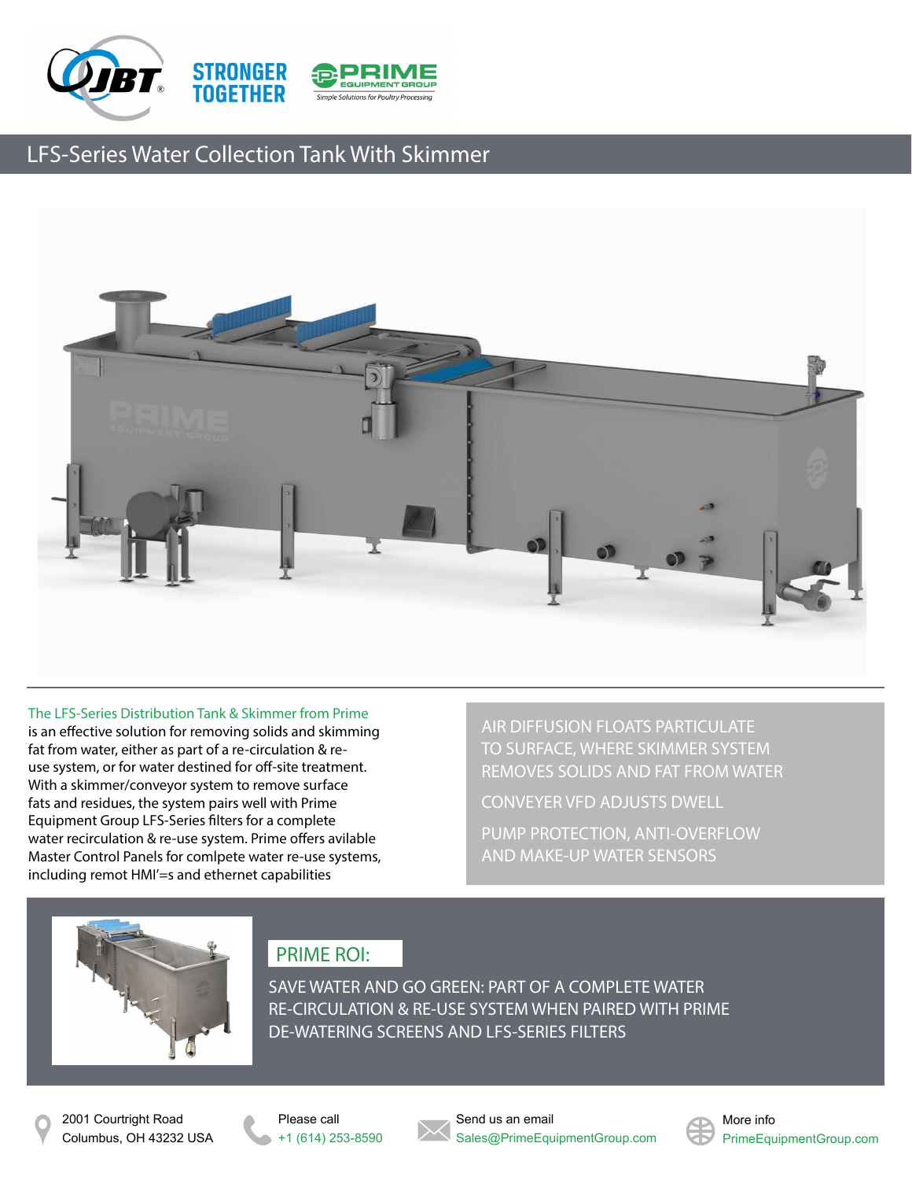STRONGER TOGETHER

PRIME EQUIPMENT GROUP — Simple Solutions for Poultry Processing

# LFS-Series Water Collection Tank With Skimmer

The LFS-Series Distribution Tank & Skimmer from Prime is an effective solution for removing solids and skimming fat from water, either as part of a re-circulation & re-use system, or for water destined for off-site treatment. With a skimmer/conveyor system to remove surface fats and residues, the system pairs well with Prime Equipment Group LFS-Series filters for a complete water recirculation & re-use system. Prime offers avilable Master Control Panels for comlpete water re-use systems, including remot HMI'=s and ethernet capabilities

- AIR DIFFUSION FLOATS PARTICULATE TO SURFACE, WHERE SKIMMER SYSTEM REMOVES SOLIDS AND FAT FROM WATER
- CONVEYER VFD ADJUSTS DWELL
- PUMP PROTECTION, ANTI-OVERFLOW AND MAKE-UP WATER SENSORS

## PRIME ROI:

SAVE WATER AND GO GREEN: PART OF A COMPLETE WATER RE-CIRCULATION & RE-USE SYSTEM WHEN PAIRED WITH PRIME DE-WATERING SCREENS AND LFS-SERIES FILTERS

2001 Courtright Road
Columbus, OH 43232 USA

Please call
+1 (614) 253-8590

Send us an email
Sales@PrimeEquipmentGroup.com

More info
PrimeEquipmentGroup.com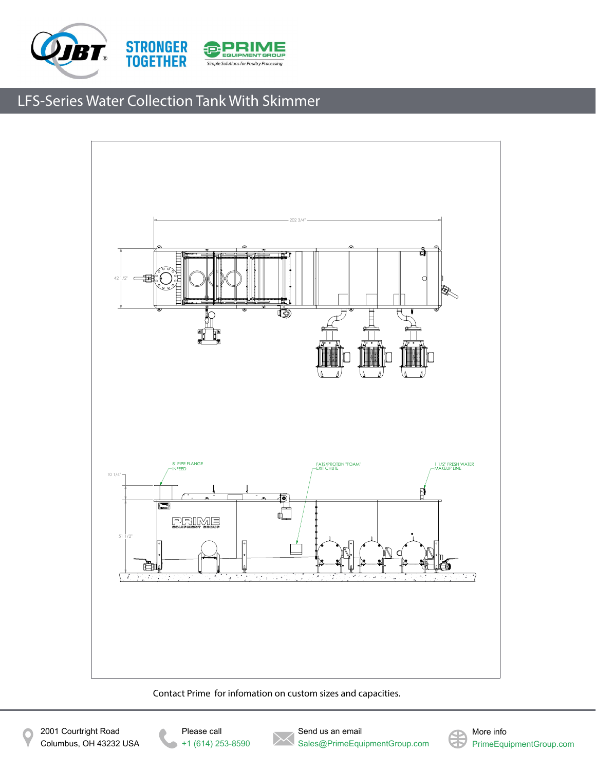STRONGER TOGETHER

PRIME EQUIPMENT GROUP
Simple Solutions for Poultry Processing

# LFS-Series Water Collection Tank With Skimmer

202 3/4"

42 1/2"

8" PIPE FLANGE INFEED

FATS/PROTEIN "FOAM" EXIT CHUTE

1 1/2" FRESH WATER MAKEUP LINE

10 1/4"

51 1/2"

Contact Prime for infomation on custom sizes and capacities.

2001 Courtright Road
Columbus, OH 43232 USA

Please call
+1 (614) 253-8590

Send us an email
Sales@PrimeEquipmentGroup.com

More info
PrimeEquipmentGroup.com